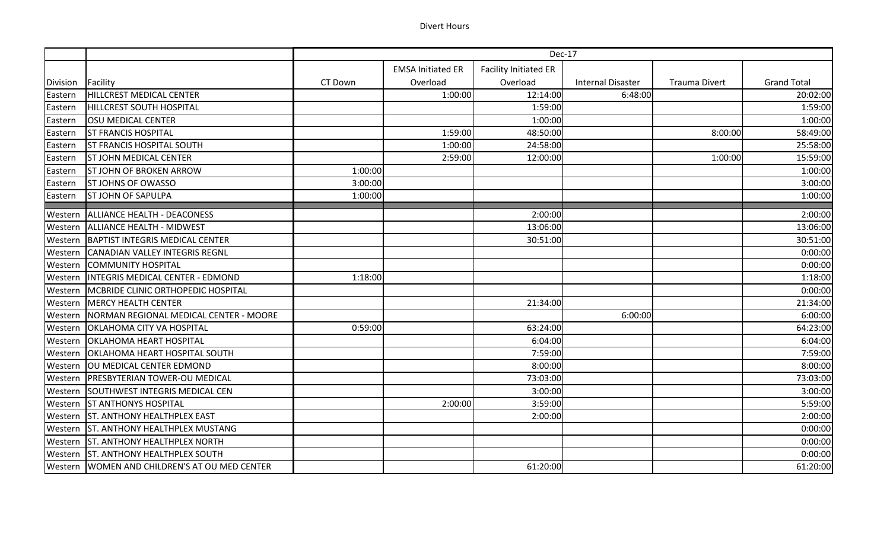Divert Hours

| | | Dec-17 | | | | | |
|---|---|---|---|---|---|---|---|
| Division | Facility | CT Down | EMSA Initiated ER Overload | Facility Initiated ER Overload | Internal Disaster | Trauma Divert | Grand Total |
| Eastern | HILLCREST MEDICAL CENTER | | 1:00:00 | 12:14:00 | 6:48:00 | | 20:02:00 |
| Eastern | HILLCREST SOUTH HOSPITAL | | | 1:59:00 | | | 1:59:00 |
| Eastern | OSU MEDICAL CENTER | | | 1:00:00 | | | 1:00:00 |
| Eastern | ST FRANCIS HOSPITAL | | 1:59:00 | 48:50:00 | | 8:00:00 | 58:49:00 |
| Eastern | ST FRANCIS HOSPITAL SOUTH | | 1:00:00 | 24:58:00 | | | 25:58:00 |
| Eastern | ST JOHN MEDICAL CENTER | | 2:59:00 | 12:00:00 | | 1:00:00 | 15:59:00 |
| Eastern | ST JOHN OF BROKEN ARROW | 1:00:00 | | | | | 1:00:00 |
| Eastern | ST JOHNS OF OWASSO | 3:00:00 | | | | | 3:00:00 |
| Eastern | ST JOHN OF SAPULPA | 1:00:00 | | | | | 1:00:00 |
| Western | ALLIANCE HEALTH - DEACONESS | | | 2:00:00 | | | 2:00:00 |
| Western | ALLIANCE HEALTH - MIDWEST | | | 13:06:00 | | | 13:06:00 |
| Western | BAPTIST INTEGRIS MEDICAL CENTER | | | 30:51:00 | | | 30:51:00 |
| Western | CANADIAN VALLEY INTEGRIS REGNL | | | | | | 0:00:00 |
| Western | COMMUNITY HOSPITAL | | | | | | 0:00:00 |
| Western | INTEGRIS MEDICAL CENTER - EDMOND | 1:18:00 | | | | | 1:18:00 |
| Western | MCBRIDE CLINIC ORTHOPEDIC HOSPITAL | | | | | | 0:00:00 |
| Western | MERCY HEALTH CENTER | | | 21:34:00 | | | 21:34:00 |
| Western | NORMAN REGIONAL MEDICAL CENTER - MOORE | | | | 6:00:00 | | 6:00:00 |
| Western | OKLAHOMA CITY VA HOSPITAL | 0:59:00 | | 63:24:00 | | | 64:23:00 |
| Western | OKLAHOMA HEART HOSPITAL | | | 6:04:00 | | | 6:04:00 |
| Western | OKLAHOMA HEART HOSPITAL SOUTH | | | 7:59:00 | | | 7:59:00 |
| Western | OU MEDICAL CENTER EDMOND | | | 8:00:00 | | | 8:00:00 |
| Western | PRESBYTERIAN TOWER-OU MEDICAL | | | 73:03:00 | | | 73:03:00 |
| Western | SOUTHWEST INTEGRIS MEDICAL CEN | | | 3:00:00 | | | 3:00:00 |
| Western | ST ANTHONYS HOSPITAL | | 2:00:00 | 3:59:00 | | | 5:59:00 |
| Western | ST. ANTHONY HEALTHPLEX EAST | | | 2:00:00 | | | 2:00:00 |
| Western | ST. ANTHONY HEALTHPLEX MUSTANG | | | | | | 0:00:00 |
| Western | ST. ANTHONY HEALTHPLEX NORTH | | | | | | 0:00:00 |
| Western | ST. ANTHONY HEALTHPLEX SOUTH | | | | | | 0:00:00 |
| Western | WOMEN AND CHILDREN'S AT OU MED CENTER | | | 61:20:00 | | | 61:20:00 |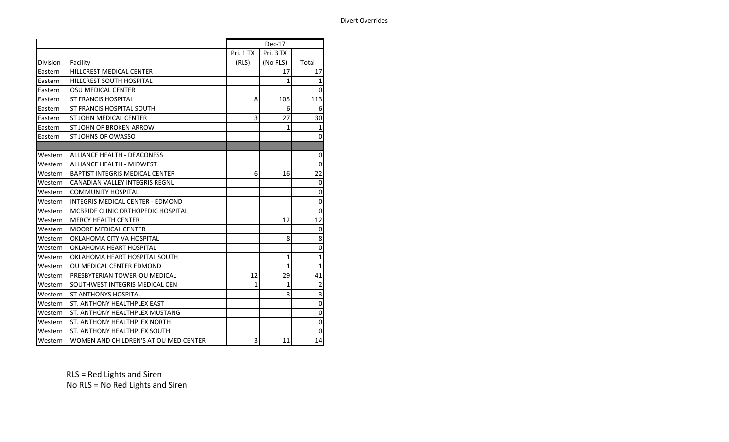Divert Overrides

| | | Dec-17 | | |
|---|---|---|---|---|
| | | Pri. 1 TX | Pri. 3 TX | |
| Division | Facility | (RLS) | (No RLS) | Total |
| Eastern | HILLCREST MEDICAL CENTER | | 17 | 17 |
| Eastern | HILLCREST SOUTH HOSPITAL | | 1 | 1 |
| Eastern | OSU MEDICAL CENTER | | | 0 |
| Eastern | ST FRANCIS HOSPITAL | 8 | 105 | 113 |
| Eastern | ST FRANCIS HOSPITAL SOUTH | | 6 | 6 |
| Eastern | ST JOHN MEDICAL CENTER | 3 | 27 | 30 |
| Eastern | ST JOHN OF BROKEN ARROW | | 1 | 1 |
| Eastern | ST JOHNS OF OWASSO | | | 0 |
| | | | | |
| Western | ALLIANCE HEALTH - DEACONESS | | | 0 |
| Western | ALLIANCE HEALTH - MIDWEST | | | 0 |
| Western | BAPTIST INTEGRIS MEDICAL CENTER | 6 | 16 | 22 |
| Western | CANADIAN VALLEY INTEGRIS REGNL | | | 0 |
| Western | COMMUNITY HOSPITAL | | | 0 |
| Western | INTEGRIS MEDICAL CENTER - EDMOND | | | 0 |
| Western | MCBRIDE CLINIC ORTHOPEDIC HOSPITAL | | | 0 |
| Western | MERCY HEALTH CENTER | | 12 | 12 |
| Western | MOORE MEDICAL CENTER | | | 0 |
| Western | OKLAHOMA CITY VA HOSPITAL | | 8 | 8 |
| Western | OKLAHOMA HEART HOSPITAL | | | 0 |
| Western | OKLAHOMA HEART HOSPITAL SOUTH | | 1 | 1 |
| Western | OU MEDICAL CENTER EDMOND | | 1 | 1 |
| Western | PRESBYTERIAN TOWER-OU MEDICAL | 12 | 29 | 41 |
| Western | SOUTHWEST INTEGRIS MEDICAL CEN | 1 | 1 | 2 |
| Western | ST ANTHONYS HOSPITAL | | 3 | 3 |
| Western | ST. ANTHONY HEALTHPLEX EAST | | | 0 |
| Western | ST. ANTHONY HEALTHPLEX MUSTANG | | | 0 |
| Western | ST. ANTHONY HEALTHPLEX NORTH | | | 0 |
| Western | ST. ANTHONY HEALTHPLEX SOUTH | | | 0 |
| Western | WOMEN AND CHILDREN'S AT OU MED CENTER | 3 | 11 | 14 |

RLS = Red Lights and Siren

No RLS = No Red Lights and Siren